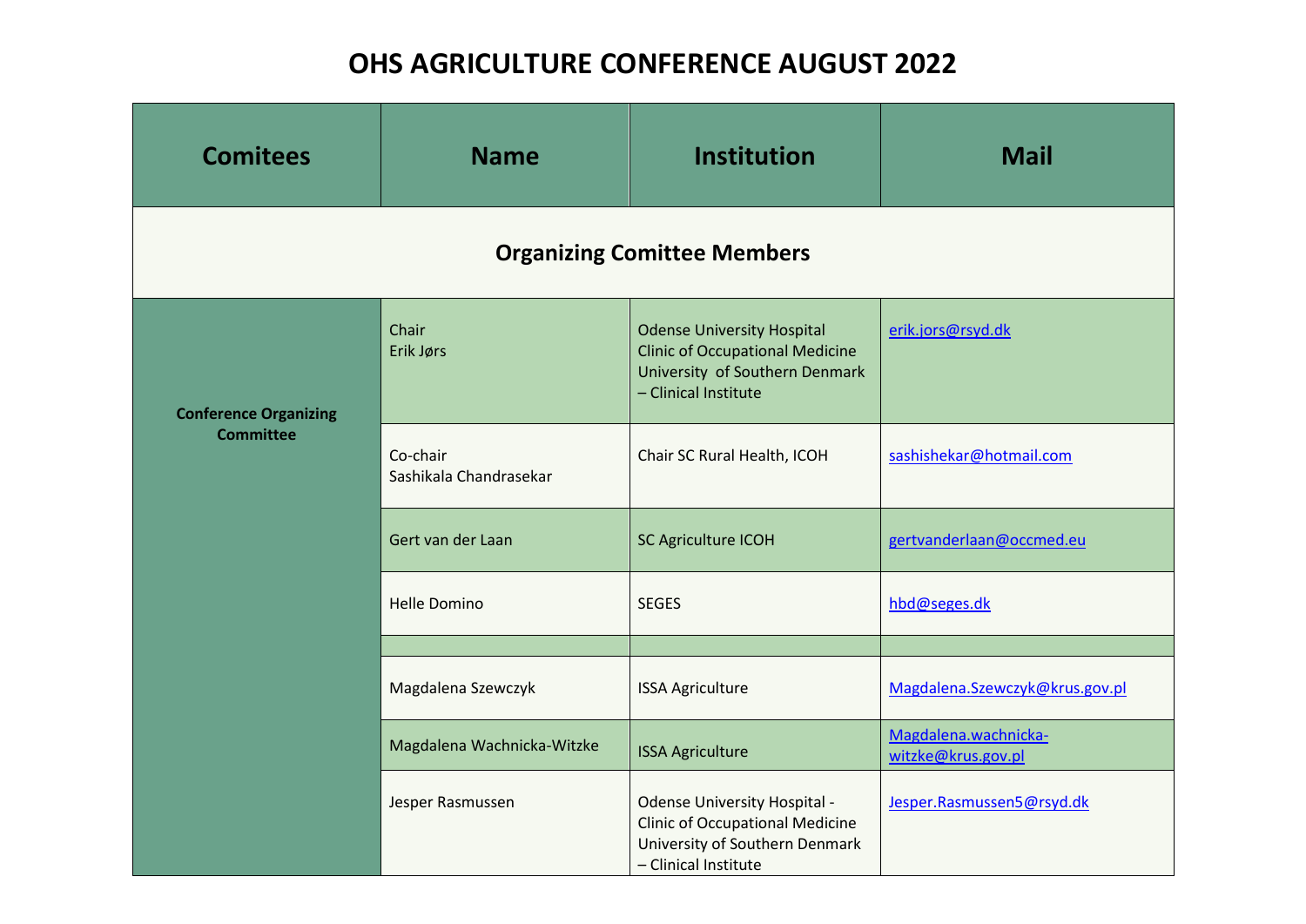# OHS AGRICULTURE CONFERENCE AUGUST 2022

| Comitees | Name | Institution | Mail |
|---|---|---|---|
| **Organizing Comittee Members** | | | |
| **Conference Organizing Committee** | Chair<br>Erik Jørs | Odense University Hospital<br>Clinic of Occupational Medicine<br>University of Southern Denmark – Clinical Institute | erik.jors@rsyd.dk |
| | Co-chair<br>Sashikala Chandrasekar | Chair SC Rural Health, ICOH | sashishekar@hotmail.com |
| | Gert van der Laan | SC Agriculture ICOH | gertvanderlaan@occmed.eu |
| | Helle Domino | SEGES | hbd@seges.dk |
| | | | |
| | Magdalena Szewczyk | ISSA Agriculture | Magdalena.Szewczyk@krus.gov.pl |
| | Magdalena Wachnicka-Witzke | ISSA Agriculture | Magdalena.wachnicka-witzke@krus.gov.pl |
| | Jesper Rasmussen | Odense University Hospital - Clinic of Occupational Medicine<br>University of Southern Denmark – Clinical Institute | Jesper.Rasmussen5@rsyd.dk |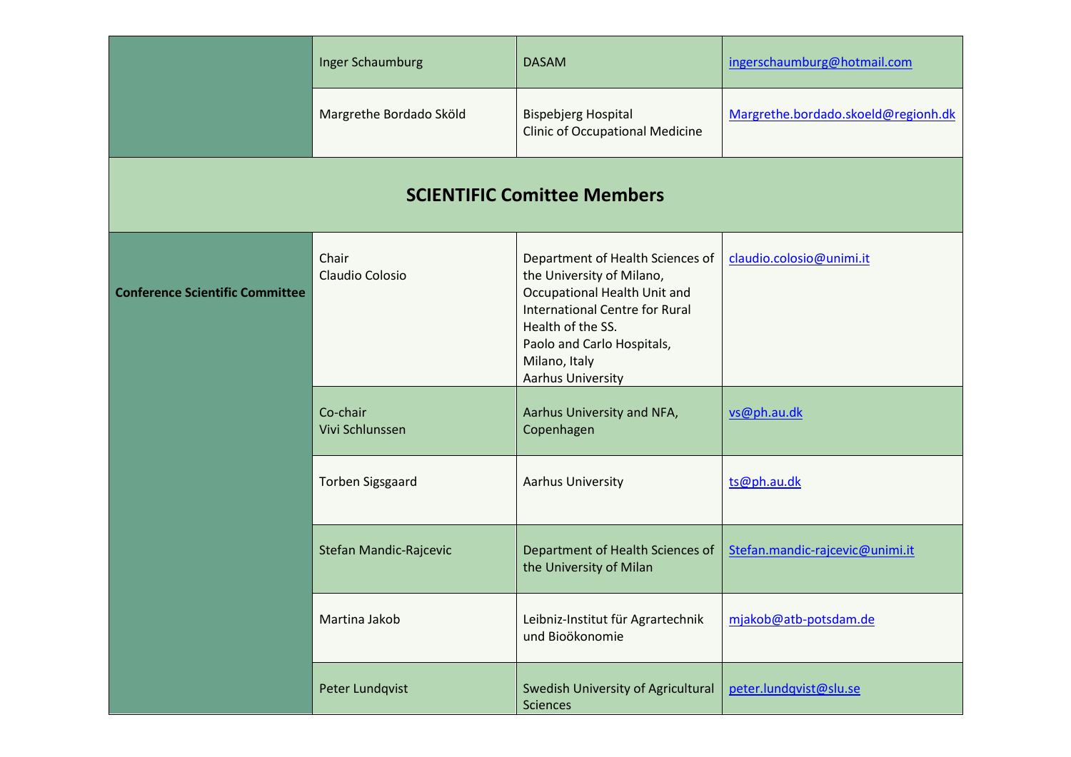| | | | |
|---|---|---|---|
| | Inger Schaumburg | DASAM | ingerschaumburg@hotmail.com |
| | Margrethe Bordado Sköld | Bispebjerg Hospital<br>Clinic of Occupational Medicine | Margrethe.bordado.skoeld@regionh.dk |

## SCIENTIFIC Comittee Members

| | | | |
|---|---|---|---|
| **Conference Scientific Committee** | Chair<br>Claudio Colosio | Department of Health Sciences of the University of Milano, Occupational Health Unit and International Centre for Rural Health of the SS. Paolo and Carlo Hospitals, Milano, Italy<br>Aarhus University | claudio.colosio@unimi.it |
| | Co-chair<br>Vivi Schlunssen | Aarhus University and NFA, Copenhagen | vs@ph.au.dk |
| | Torben Sigsgaard | Aarhus University | ts@ph.au.dk |
| | Stefan Mandic-Rajcevic | Department of Health Sciences of the University of Milan | Stefan.mandic-rajcevic@unimi.it |
| | Martina Jakob | Leibniz-Institut für Agrartechnik und Bioökonomie | mjakob@atb-potsdam.de |
| | Peter Lundqvist | Swedish University of Agricultural Sciences | peter.lundqvist@slu.se |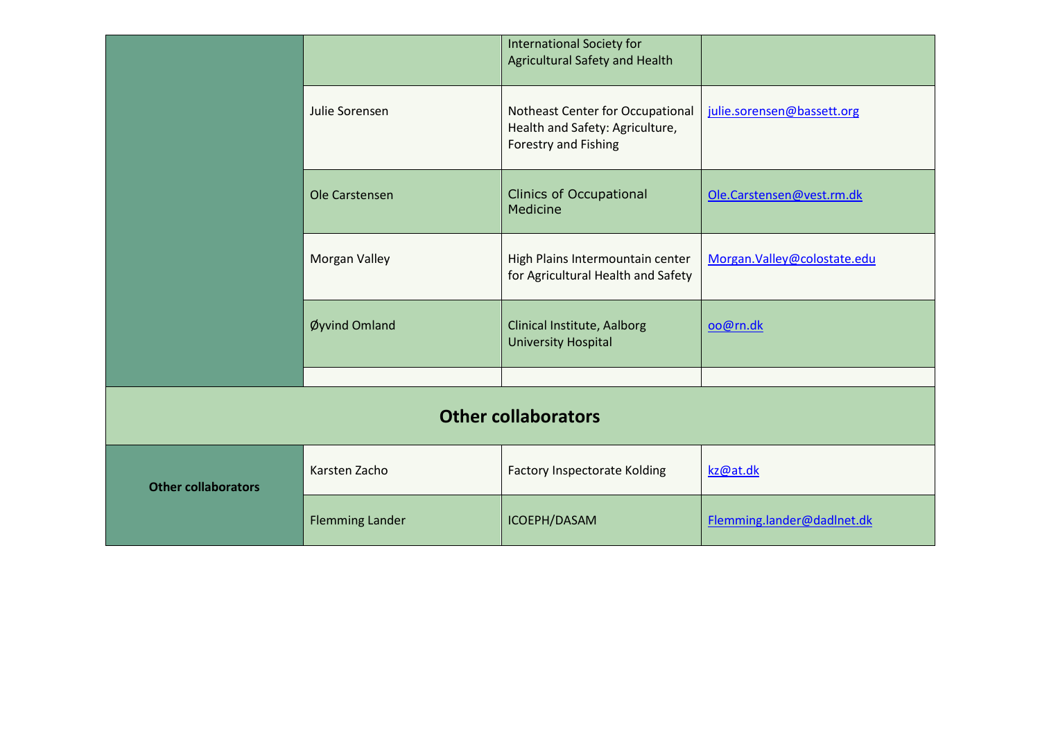| | | | |
|---|---|---|---|
| | | International Society for Agricultural Safety and Health | |
| | Julie Sorensen | Notheast Center for Occupational Health and Safety: Agriculture, Forestry and Fishing | julie.sorensen@bassett.org |
| | Ole Carstensen | Clinics of Occupational Medicine | Ole.Carstensen@vest.rm.dk |
| | Morgan Valley | High Plains Intermountain center for Agricultural Health and Safety | Morgan.Valley@colostate.edu |
| | Øyvind Omland | Clinical Institute, Aalborg University Hospital | oo@rn.dk |
| | | | |

## Other collaborators

| | | | |
|---|---|---|---|
| **Other collaborators** | Karsten Zacho | Factory Inspectorate Kolding | kz@at.dk |
| | Flemming Lander | ICOEPH/DASAM | Flemming.lander@dadlnet.dk |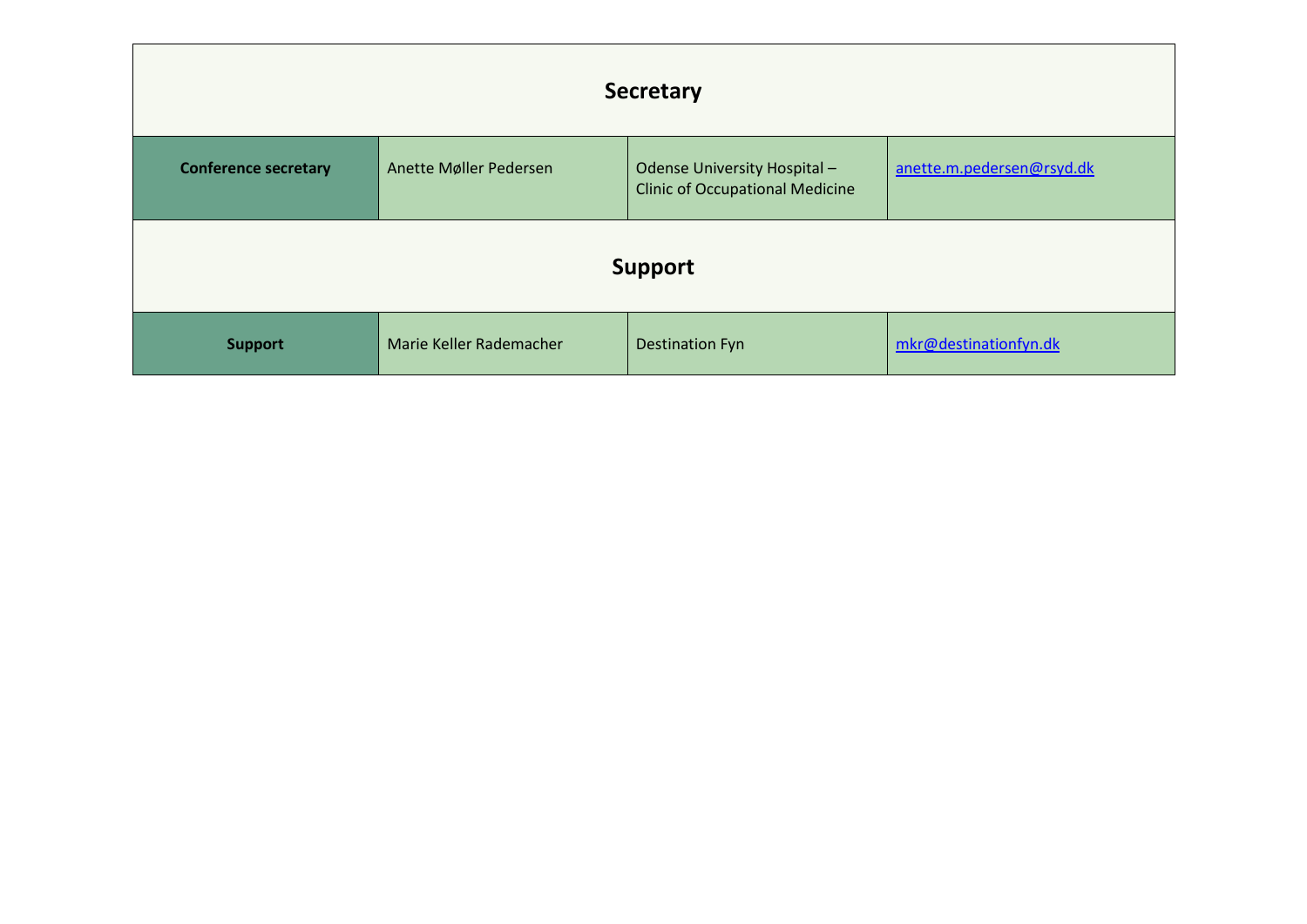| | | | |
|---|---|---|---|
| **Secretary** | | | |
| **Conference secretary** | Anette Møller Pedersen | Odense University Hospital – Clinic of Occupational Medicine | anette.m.pedersen@rsyd.dk |
| **Support** | | | |
| **Support** | Marie Keller Rademacher | Destination Fyn | mkr@destinationfyn.dk |